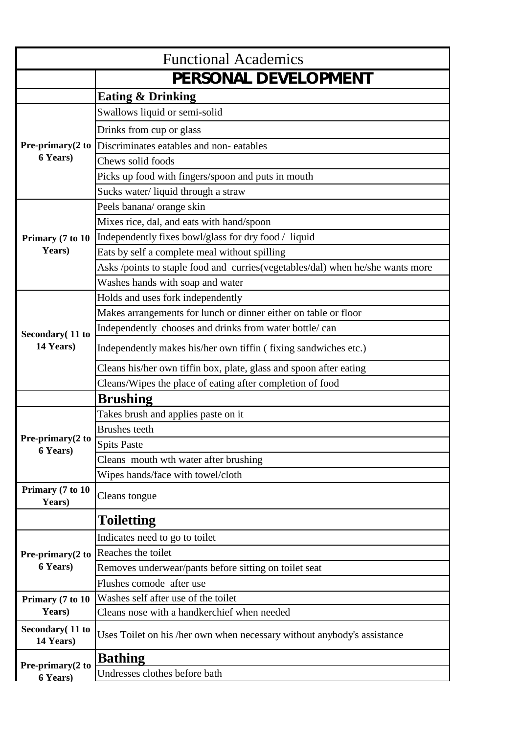| Functional Academics | |
|---|---|
| | **PERSONAL DEVELOPMENT** |
| | **Eating & Drinking** |
| **Pre-primary(2 to 6 Years)** | Swallows liquid or semi-solid |
| | Drinks from cup or glass |
| | Discriminates eatables and non- eatables |
| | Chews solid foods |
| | Picks up food with fingers/spoon and puts in mouth |
| | Sucks water/ liquid through a straw |
| **Primary (7 to 10 Years)** | Peels banana/ orange skin |
| | Mixes rice, dal, and eats with hand/spoon |
| | Independently fixes bowl/glass for dry food / liquid |
| | Eats by self a complete meal without spilling |
| | Asks /points to staple food and curries(vegetables/dal) when he/she wants more |
| | Washes hands with soap and water |
| **Secondary( 11 to 14 Years)** | Holds and uses fork independently |
| | Makes arrangements for lunch or dinner either on table or floor |
| | Independently chooses and drinks from water bottle/ can |
| | Independently makes his/her own tiffin ( fixing sandwiches etc.) |
| | Cleans his/her own tiffin box, plate, glass and spoon after eating |
| | Cleans/Wipes the place of eating after completion of food |
| | **Brushing** |
| **Pre-primary(2 to 6 Years)** | Takes brush and applies paste on it |
| | Brushes teeth |
| | Spits Paste |
| | Cleans mouth wth water after brushing |
| | Wipes hands/face with towel/cloth |
| **Primary (7 to 10 Years)** | Cleans tongue |
| | **Toiletting** |
| **Pre-primary(2 to 6 Years)** | Indicates need to go to toilet |
| | Reaches the toilet |
| | Removes underwear/pants before sitting on toilet seat |
| | Flushes comode after use |
| **Primary (7 to 10 Years)** | Washes self after use of the toilet |
| | Cleans nose with a handkerchief when needed |
| **Secondary( 11 to 14 Years)** | Uses Toilet on his /her own when necessary without anybody's assistance |
| **Pre-primary(2 to 6 Years)** | **Bathing** |
| | Undresses clothes before bath |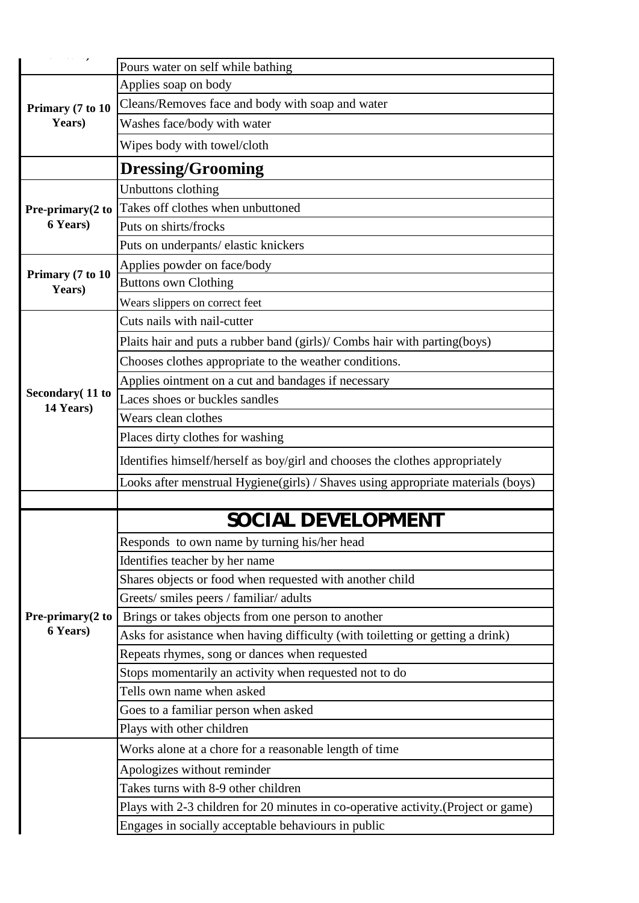| | |
|---|---|
| | Pours water on self while bathing |
| **Primary (7 to 10 Years)** | Applies soap on body |
| | Cleans/Removes face and body with soap and water |
| | Washes face/body with water |
| | Wipes body with towel/cloth |
| | **Dressing/Grooming** |
| **Pre-primary(2 to 6 Years)** | Unbuttons clothing |
| | Takes off clothes when unbuttoned |
| | Puts on shirts/frocks |
| | Puts on underpants/ elastic knickers |
| **Primary (7 to 10 Years)** | Applies powder on face/body |
| | Buttons own Clothing |
| | Wears slippers on correct feet |
| **Secondary( 11 to 14 Years)** | Cuts nails with nail-cutter |
| | Plaits hair and puts a rubber band (girls)/ Combs hair with parting(boys) |
| | Chooses clothes appropriate to the weather conditions. |
| | Applies ointment on a cut and bandages if necessary |
| | Laces shoes or buckles sandles |
| | Wears clean clothes |
| | Places dirty clothes for washing |
| | Identifies himself/herself as boy/girl and chooses the clothes appropriately |
| | Looks after menstrual Hygiene(girls) / Shaves using appropriate materials (boys) |
| | |
| | **SOCIAL DEVELOPMENT** |
| **Pre-primary(2 to 6 Years)** | Responds to own name by turning his/her head |
| | Identifies teacher by her name |
| | Shares objects or food when requested with another child |
| | Greets/ smiles peers / familiar/ adults |
| | Brings or takes objects from one person to another |
| | Asks for asistance when having difficulty (with toiletting or getting a drink) |
| | Repeats rhymes, song or dances when requested |
| | Stops momentarily an activity when requested not to do |
| | Tells own name when asked |
| | Goes to a familiar person when asked |
| | Plays with other children |
| | Works alone at a chore for a reasonable length of time |
| | Apologizes without reminder |
| | Takes turns with 8-9 other children |
| | Plays with 2-3 children for 20 minutes in co-operative activity.(Project or game) |
| | Engages in socially acceptable behaviours in public |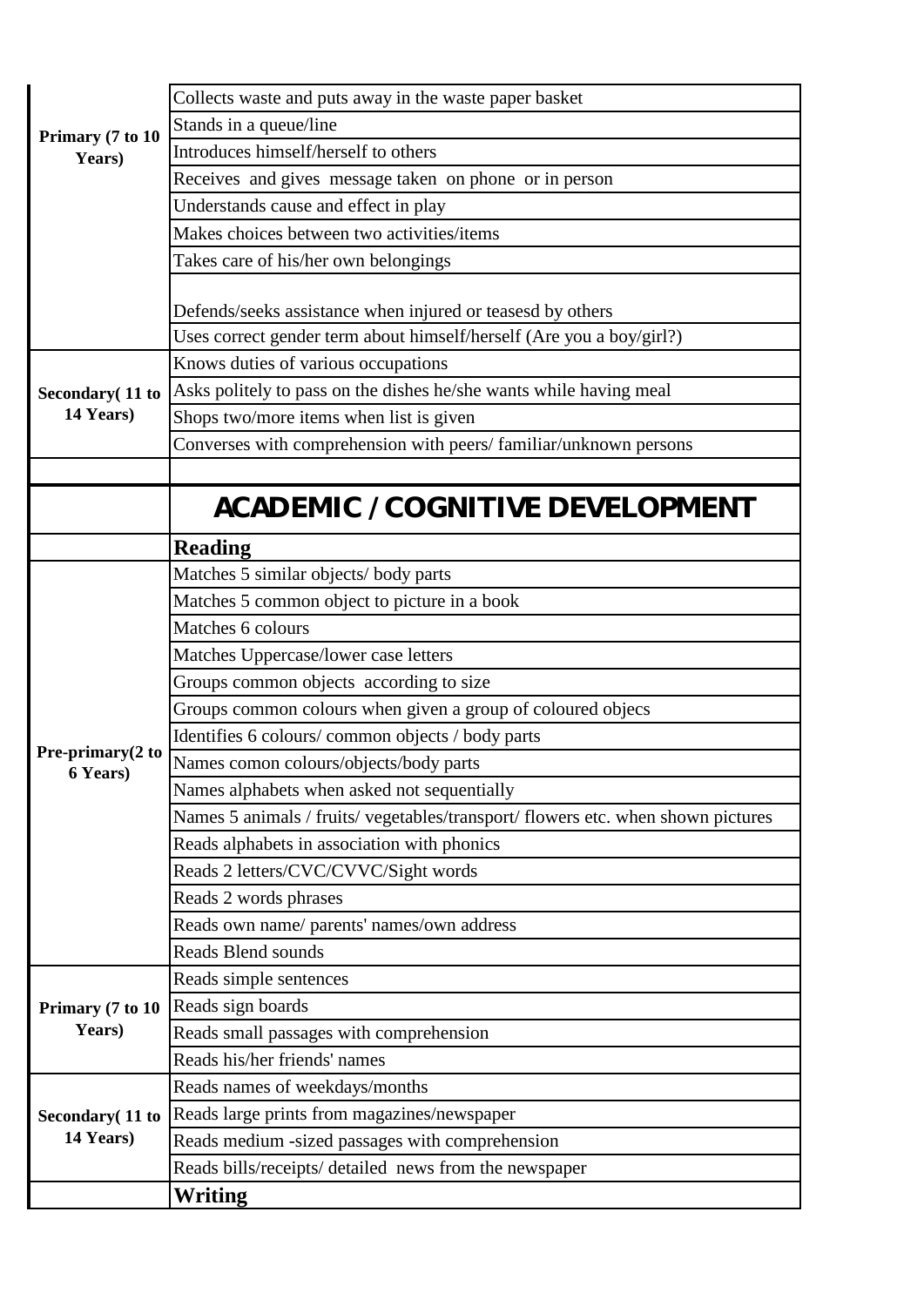| | |
|---|---|
| Primary (7 to 10 Years) | Collects waste and puts away in the waste paper basket |
| | Stands in a queue/line |
| | Introduces himself/herself to others |
| | Receives and gives message taken on phone or in person |
| | Understands cause and effect in play |
| | Makes choices between two activities/items |
| | Takes care of his/her own belongings |
| | Defends/seeks assistance when injured or teasesd by others |
| | Uses correct gender term about himself/herself (Are you a boy/girl?) |
| Secondary( 11 to 14 Years) | Knows duties of various occupations |
| | Asks politely to pass on the dishes he/she wants while having meal |
| | Shops two/more items when list is given |
| | Converses with comprehension with peers/ familiar/unknown persons |
| | |

| | **ACADEMIC / COGNITIVE DEVELOPMENT** |
|---|---|
| | **Reading** |
| Pre-primary(2 to 6 Years) | Matches 5 similar objects/ body parts |
| | Matches 5 common object to picture in a book |
| | Matches 6 colours |
| | Matches Uppercase/lower case letters |
| | Groups common objects according to size |
| | Groups common colours when given a group of coloured objecs |
| | Identifies 6 colours/ common objects / body parts |
| | Names comon colours/objects/body parts |
| | Names alphabets when asked not sequentially |
| | Names 5 animals / fruits/ vegetables/transport/ flowers etc. when shown pictures |
| | Reads alphabets in association with phonics |
| | Reads 2 letters/CVC/CVVC/Sight words |
| | Reads 2 words phrases |
| | Reads own name/ parents' names/own address |
| | Reads Blend sounds |
| Primary (7 to 10 Years) | Reads simple sentences |
| | Reads sign boards |
| | Reads small passages with comprehension |
| | Reads his/her friends' names |
| Secondary( 11 to 14 Years) | Reads names of weekdays/months |
| | Reads large prints from magazines/newspaper |
| | Reads medium -sized passages with comprehension |
| | Reads bills/receipts/ detailed news from the newspaper |
| | **Writing** |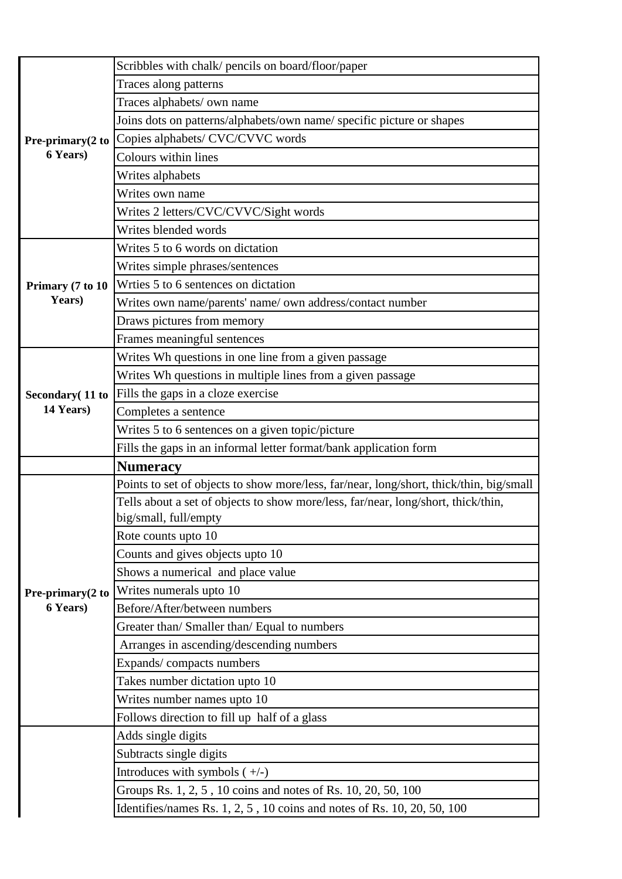| | |
|---|---|
| **Pre-primary(2 to 6 Years)** | Scribbles with chalk/ pencils on board/floor/paper |
| | Traces along patterns |
| | Traces alphabets/ own name |
| | Joins dots on patterns/alphabets/own name/ specific picture or shapes |
| | Copies alphabets/ CVC/CVVC words |
| | Colours within lines |
| | Writes alphabets |
| | Writes own name |
| | Writes 2 letters/CVC/CVVC/Sight words |
| | Writes blended words |
| **Primary (7 to 10 Years)** | Writes 5 to 6 words on dictation |
| | Writes simple phrases/sentences |
| | Wrties 5 to 6 sentences on dictation |
| | Writes own name/parents' name/ own address/contact number |
| | Draws pictures from memory |
| | Frames meaningful sentences |
| **Secondary( 11 to 14 Years)** | Writes Wh questions in one line from a given passage |
| | Writes Wh questions in multiple lines from a given passage |
| | Fills the gaps in a cloze exercise |
| | Completes a sentence |
| | Writes 5 to 6 sentences on a given topic/picture |
| | Fills the gaps in an informal letter format/bank application form |
| | **Numeracy** |
| **Pre-primary(2 to 6 Years)** | Points to set of objects to show more/less, far/near, long/short, thick/thin, big/small |
| | Tells about a set of objects to show more/less, far/near, long/short, thick/thin, big/small, full/empty |
| | Rote counts upto 10 |
| | Counts and gives objects upto 10 |
| | Shows a numerical and place value |
| | Writes numerals upto 10 |
| | Before/After/between numbers |
| | Greater than/ Smaller than/ Equal to numbers |
| | Arranges in ascending/descending numbers |
| | Expands/ compacts numbers |
| | Takes number dictation upto 10 |
| | Writes number names upto 10 |
| | Follows direction to fill up half of a glass |
| | Adds single digits |
| | Subtracts single digits |
| | Introduces with symbols ( +/-) |
| | Groups Rs. 1, 2, 5 , 10 coins and notes of Rs. 10, 20, 50, 100 |
| | Identifies/names Rs. 1, 2, 5 , 10 coins and notes of Rs. 10, 20, 50, 100 |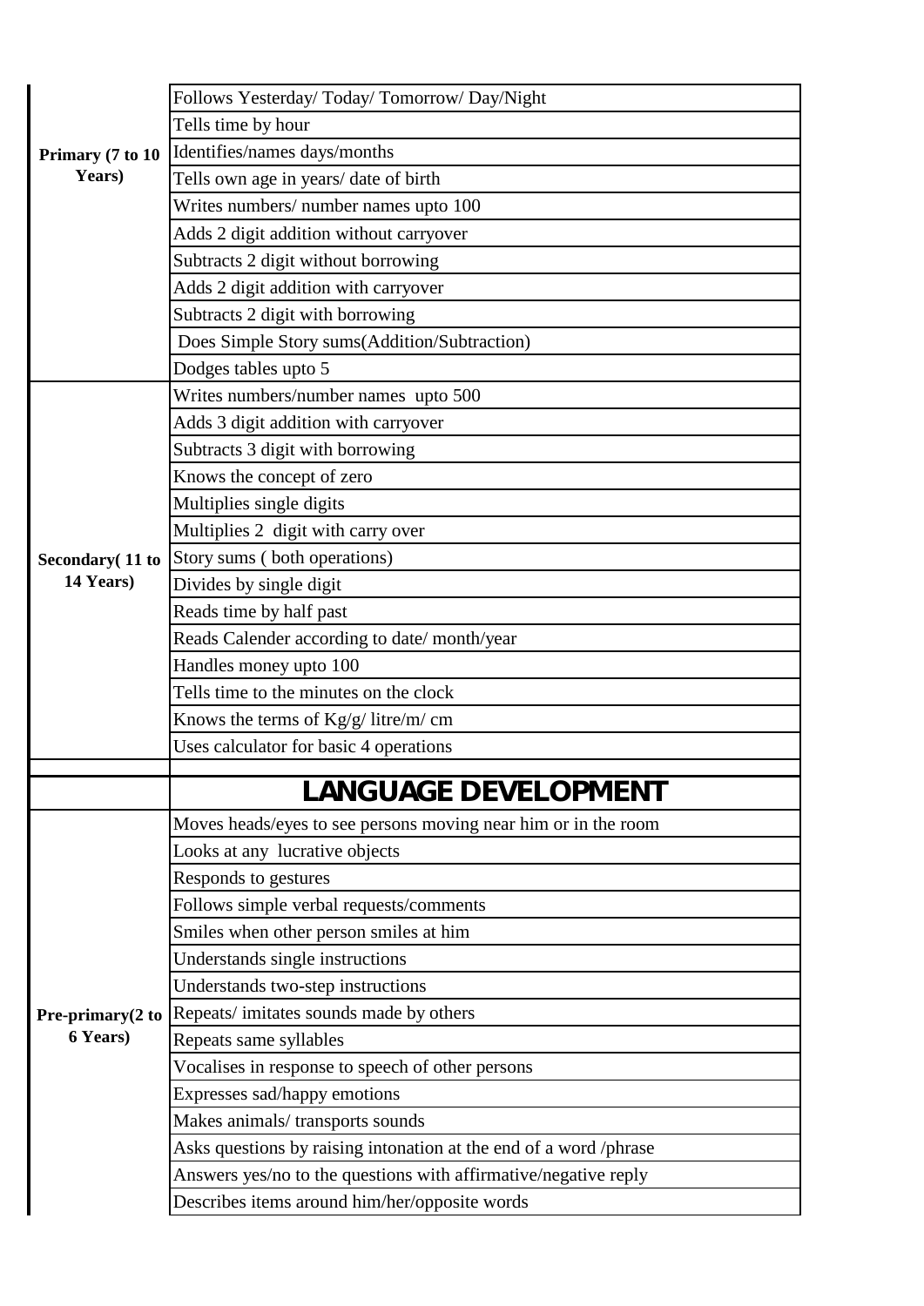| | |
|---|---|
| **Primary (7 to 10 Years)** | Follows Yesterday/ Today/ Tomorrow/ Day/Night |
| | Tells time by hour |
| | Identifies/names days/months |
| | Tells own age in years/ date of birth |
| | Writes numbers/ number names upto 100 |
| | Adds 2 digit addition without carryover |
| | Subtracts 2 digit without borrowing |
| | Adds 2 digit addition with carryover |
| | Subtracts 2 digit with borrowing |
| | Does Simple Story sums(Addition/Subtraction) |
| | Dodges tables upto 5 |
| **Secondary( 11 to 14 Years)** | Writes numbers/number names upto 500 |
| | Adds 3 digit addition with carryover |
| | Subtracts 3 digit with borrowing |
| | Knows the concept of zero |
| | Multiplies single digits |
| | Multiplies 2 digit with carry over |
| | Story sums ( both operations) |
| | Divides by single digit |
| | Reads time by half past |
| | Reads Calender according to date/ month/year |
| | Handles money upto 100 |
| | Tells time to the minutes on the clock |
| | Knows the terms of Kg/g/ litre/m/ cm |
| | Uses calculator for basic 4 operations |
| | |
| | **LANGUAGE DEVELOPMENT** |
| **Pre-primary(2 to 6 Years)** | Moves heads/eyes to see persons moving near him or in the room |
| | Looks at any lucrative objects |
| | Responds to gestures |
| | Follows simple verbal requests/comments |
| | Smiles when other person smiles at him |
| | Understands single instructions |
| | Understands two-step instructions |
| | Repeats/ imitates sounds made by others |
| | Repeats same syllables |
| | Vocalises in response to speech of other persons |
| | Expresses sad/happy emotions |
| | Makes animals/ transports sounds |
| | Asks questions by raising intonation at the end of a word /phrase |
| | Answers yes/no to the questions with affirmative/negative reply |
| | Describes items around him/her/opposite words |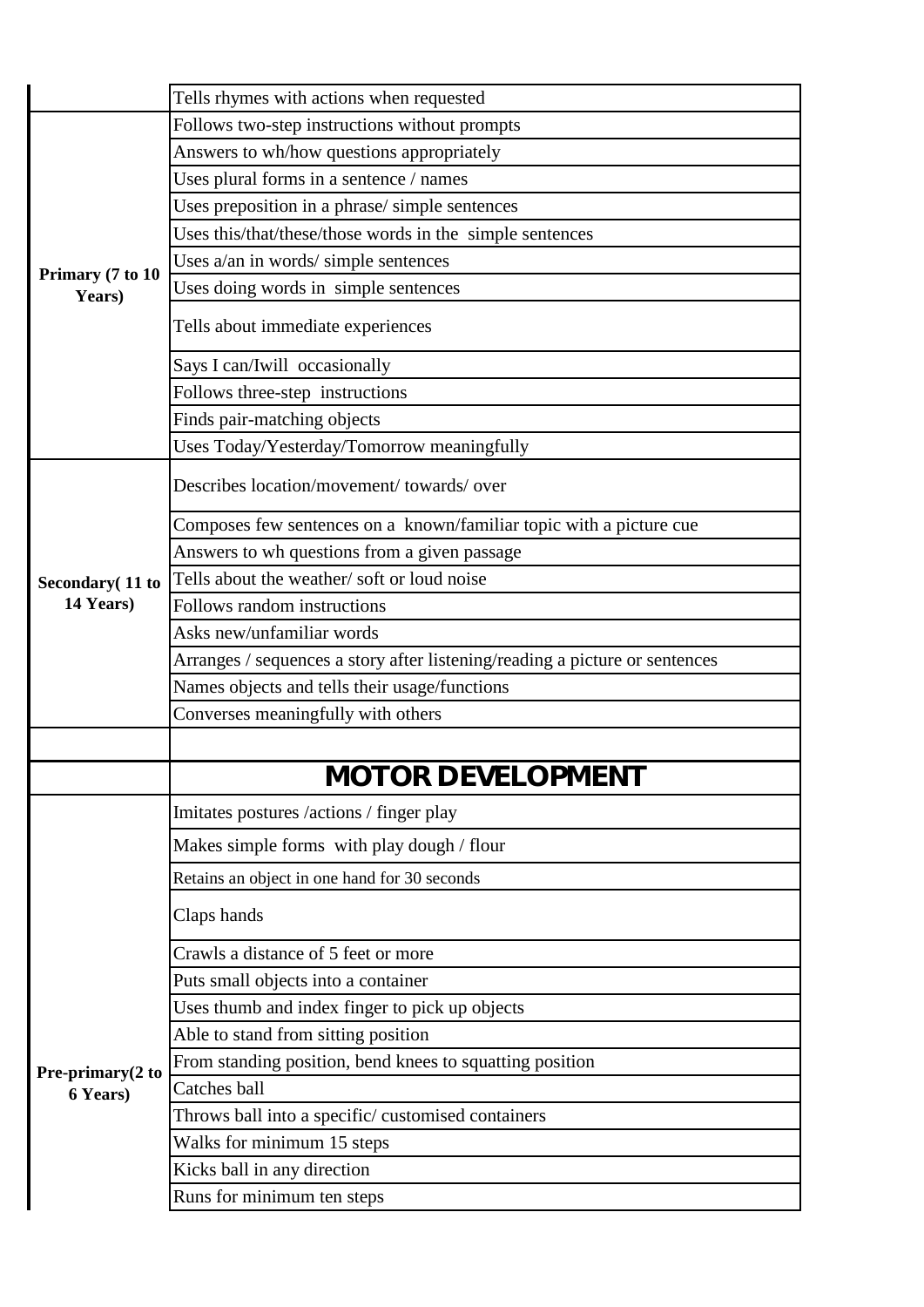| | |
|---|---|
| | Tells rhymes with actions when requested |
| Primary (7 to 10 Years) | Follows two-step instructions without prompts |
| | Answers to wh/how questions appropriately |
| | Uses plural forms in a sentence / names |
| | Uses preposition in a phrase/ simple sentences |
| | Uses this/that/these/those words in the simple sentences |
| | Uses a/an in words/ simple sentences |
| | Uses doing words in simple sentences |
| | Tells about immediate experiences |
| | Says I can/Iwill occasionally |
| | Follows three-step instructions |
| | Finds pair-matching objects |
| | Uses Today/Yesterday/Tomorrow meaningfully |
| Secondary( 11 to 14 Years) | Describes location/movement/ towards/ over |
| | Composes few sentences on a known/familiar topic with a picture cue |
| | Answers to wh questions from a given passage |
| | Tells about the weather/ soft or loud noise |
| | Follows random instructions |
| | Asks new/unfamiliar words |
| | Arranges / sequences a story after listening/reading a picture or sentences |
| | Names objects and tells their usage/functions |
| | Converses meaningfully with others |
| | |
| | **MOTOR DEVELOPMENT** |
| Pre-primary(2 to 6 Years) | Imitates postures /actions / finger play |
| | Makes simple forms with play dough / flour |
| | Retains an object in one hand for 30 seconds |
| | Claps hands |
| | Crawls a distance of 5 feet or more |
| | Puts small objects into a container |
| | Uses thumb and index finger to pick up objects |
| | Able to stand from sitting position |
| | From standing position, bend knees to squatting position |
| | Catches ball |
| | Throws ball into a specific/ customised containers |
| | Walks for minimum 15 steps |
| | Kicks ball in any direction |
| | Runs for minimum ten steps |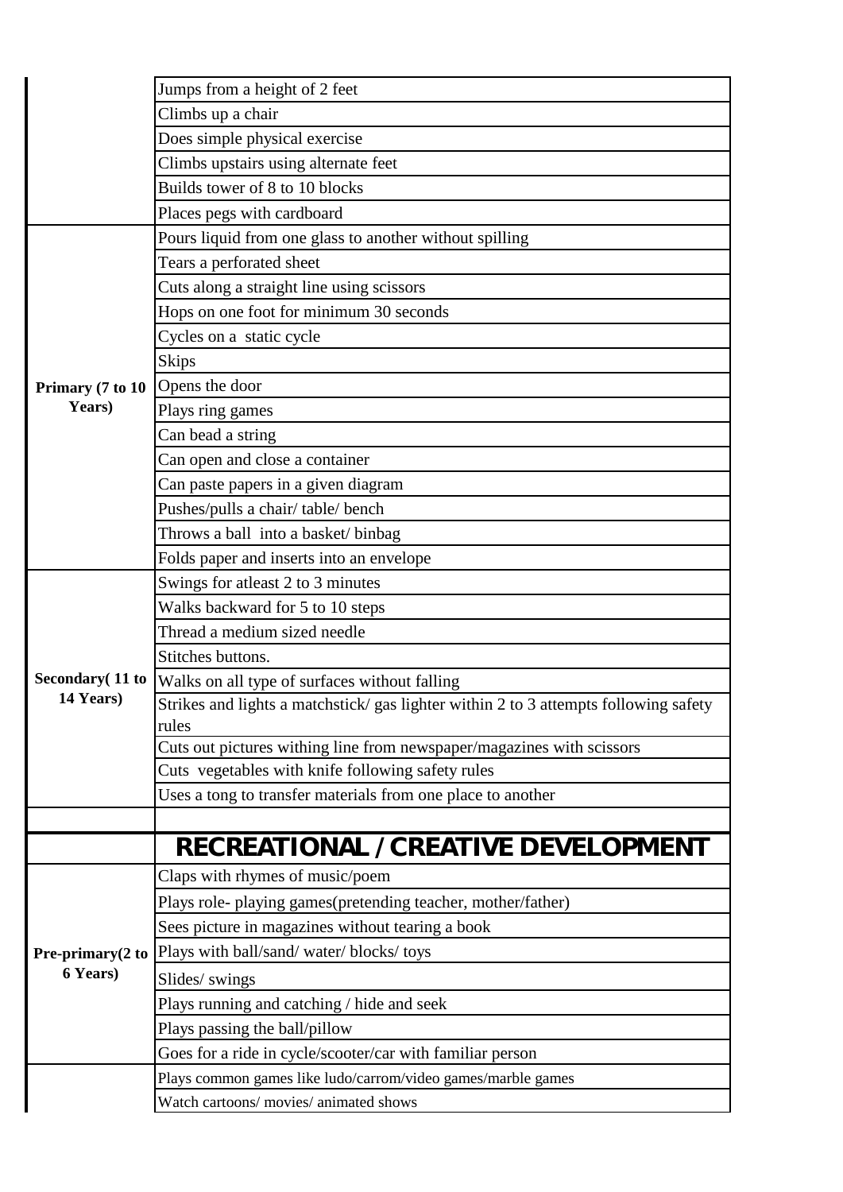| | |
|---|---|
| | Jumps from a height of 2 feet |
| | Climbs up a chair |
| | Does simple physical exercise |
| | Climbs upstairs using alternate feet |
| | Builds tower of 8 to 10 blocks |
| | Places pegs with cardboard |
| **Primary (7 to 10 Years)** | Pours liquid from one glass to another without spilling |
| | Tears a perforated sheet |
| | Cuts along a straight line using scissors |
| | Hops on one foot for minimum 30 seconds |
| | Cycles on a static cycle |
| | Skips |
| | Opens the door |
| | Plays ring games |
| | Can bead a string |
| | Can open and close a container |
| | Can paste papers in a given diagram |
| | Pushes/pulls a chair/ table/ bench |
| | Throws a ball into a basket/ binbag |
| | Folds paper and inserts into an envelope |
| **Secondary( 11 to 14 Years)** | Swings for atleast 2 to 3 minutes |
| | Walks backward for 5 to 10 steps |
| | Thread a medium sized needle |
| | Stitches buttons. |
| | Walks on all type of surfaces without falling |
| | Strikes and lights a matchstick/ gas lighter within 2 to 3 attempts following safety rules |
| | Cuts out pictures withing line from newspaper/magazines with scissors |
| | Cuts vegetables with knife following safety rules |
| | Uses a tong to transfer materials from one place to another |
| | |
| | **RECREATIONAL / CREATIVE DEVELOPMENT** |
| **Pre-primary(2 to 6 Years)** | Claps with rhymes of music/poem |
| | Plays role- playing games(pretending teacher, mother/father) |
| | Sees picture in magazines without tearing a book |
| | Plays with ball/sand/ water/ blocks/ toys |
| | Slides/ swings |
| | Plays running and catching / hide and seek |
| | Plays passing the ball/pillow |
| | Goes for a ride in cycle/scooter/car with familiar person |
| | Plays common games like ludo/carrom/video games/marble games |
| | Watch cartoons/ movies/ animated shows |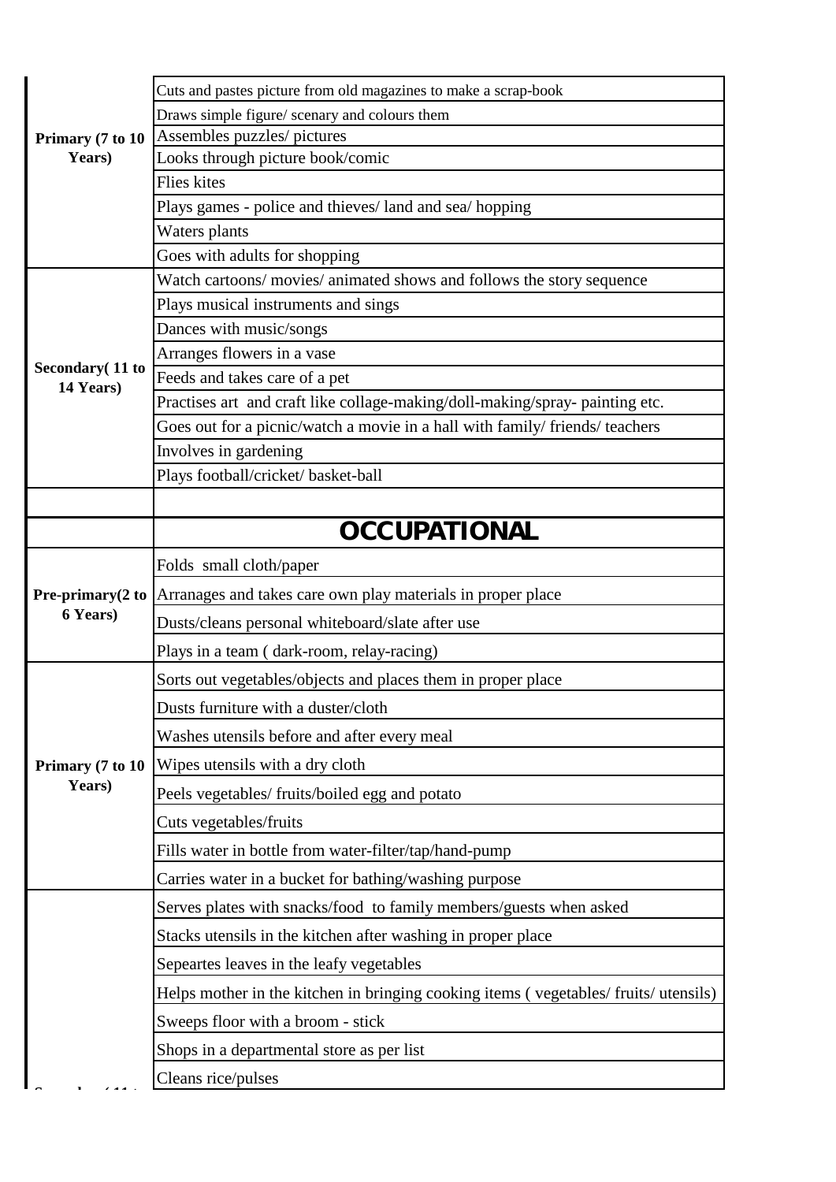| | |
|---|---|
| **Primary (7 to 10 Years)** | Cuts and pastes picture from old magazines to make a scrap-book |
| | Draws simple figure/ scenary and colours them |
| | Assembles puzzles/ pictures |
| | Looks through picture book/comic |
| | Flies kites |
| | Plays games - police and thieves/ land and sea/ hopping |
| | Waters plants |
| | Goes with adults for shopping |
| **Secondary( 11 to 14 Years)** | Watch cartoons/ movies/ animated shows and follows the story sequence |
| | Plays musical instruments and sings |
| | Dances with music/songs |
| | Arranges flowers in a vase |
| | Feeds and takes care of a pet |
| | Practises art and craft like collage-making/doll-making/spray- painting etc. |
| | Goes out for a picnic/watch a movie in a hall with family/ friends/ teachers |
| | Involves in gardening |
| | Plays football/cricket/ basket-ball |
| | |
| | **OCCUPATIONAL** |
| **Pre-primary(2 to 6 Years)** | Folds small cloth/paper |
| | Arranages and takes care own play materials in proper place |
| | Dusts/cleans personal whiteboard/slate after use |
| | Plays in a team ( dark-room, relay-racing) |
| **Primary (7 to 10 Years)** | Sorts out vegetables/objects and places them in proper place |
| | Dusts furniture with a duster/cloth |
| | Washes utensils before and after every meal |
| | Wipes utensils with a dry cloth |
| | Peels vegetables/ fruits/boiled egg and potato |
| | Cuts vegetables/fruits |
| | Fills water in bottle from water-filter/tap/hand-pump |
| | Carries water in a bucket for bathing/washing purpose |
| **Secondary( 11 to 14 Years)** | Serves plates with snacks/food to family members/guests when asked |
| | Stacks utensils in the kitchen after washing in proper place |
| | Sepeartes leaves in the leafy vegetables |
| | Helps mother in the kitchen in bringing cooking items ( vegetables/ fruits/ utensils) |
| | Sweeps floor with a broom - stick |
| | Shops in a departmental store as per list |
| | Cleans rice/pulses |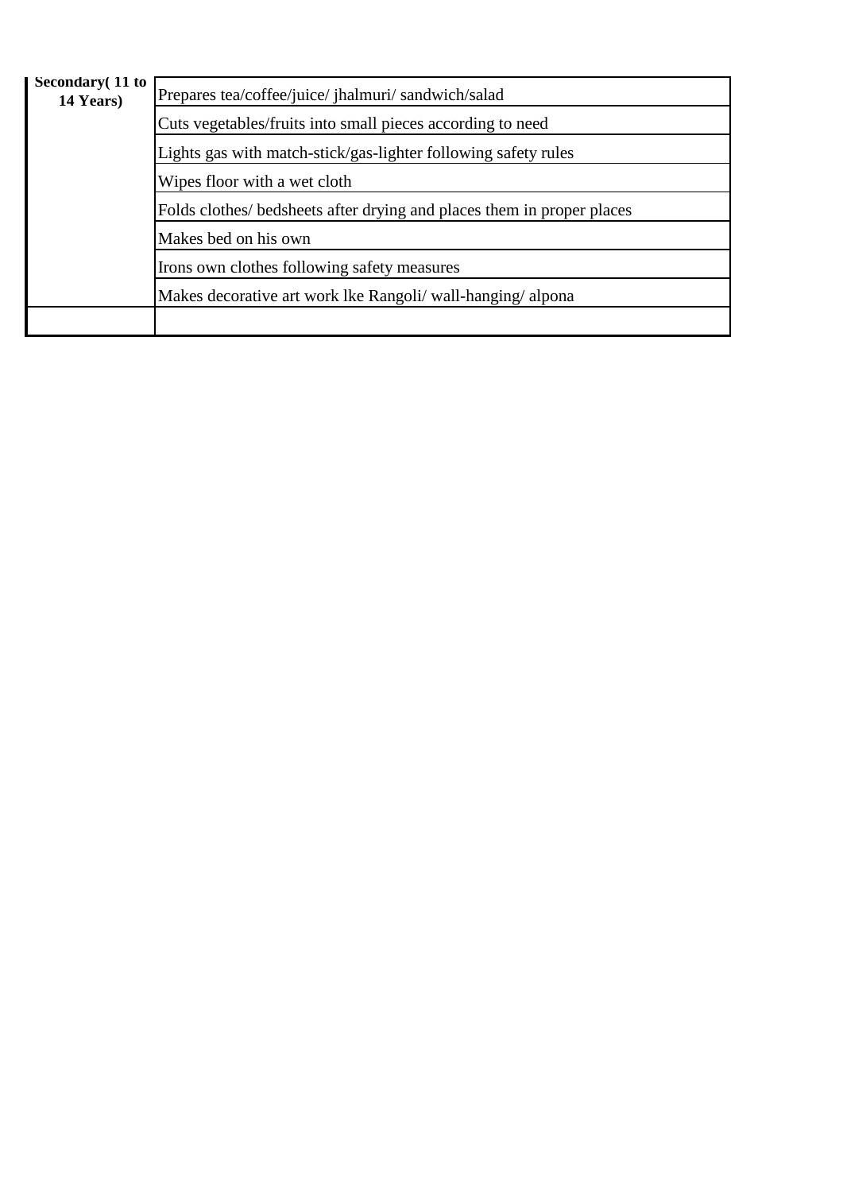| **Secondary( 11 to 14 Years)** | Prepares tea/coffee/juice/ jhalmuri/ sandwich/salad |
|---|---|
| | Cuts vegetables/fruits into small pieces according to need |
| | Lights gas with match-stick/gas-lighter following safety rules |
| | Wipes floor with a wet cloth |
| | Folds clothes/ bedsheets after drying and places them in proper places |
| | Makes bed on his own |
| | Irons own clothes following safety measures |
| | Makes decorative art work lke Rangoli/ wall-hanging/ alpona |
| | |